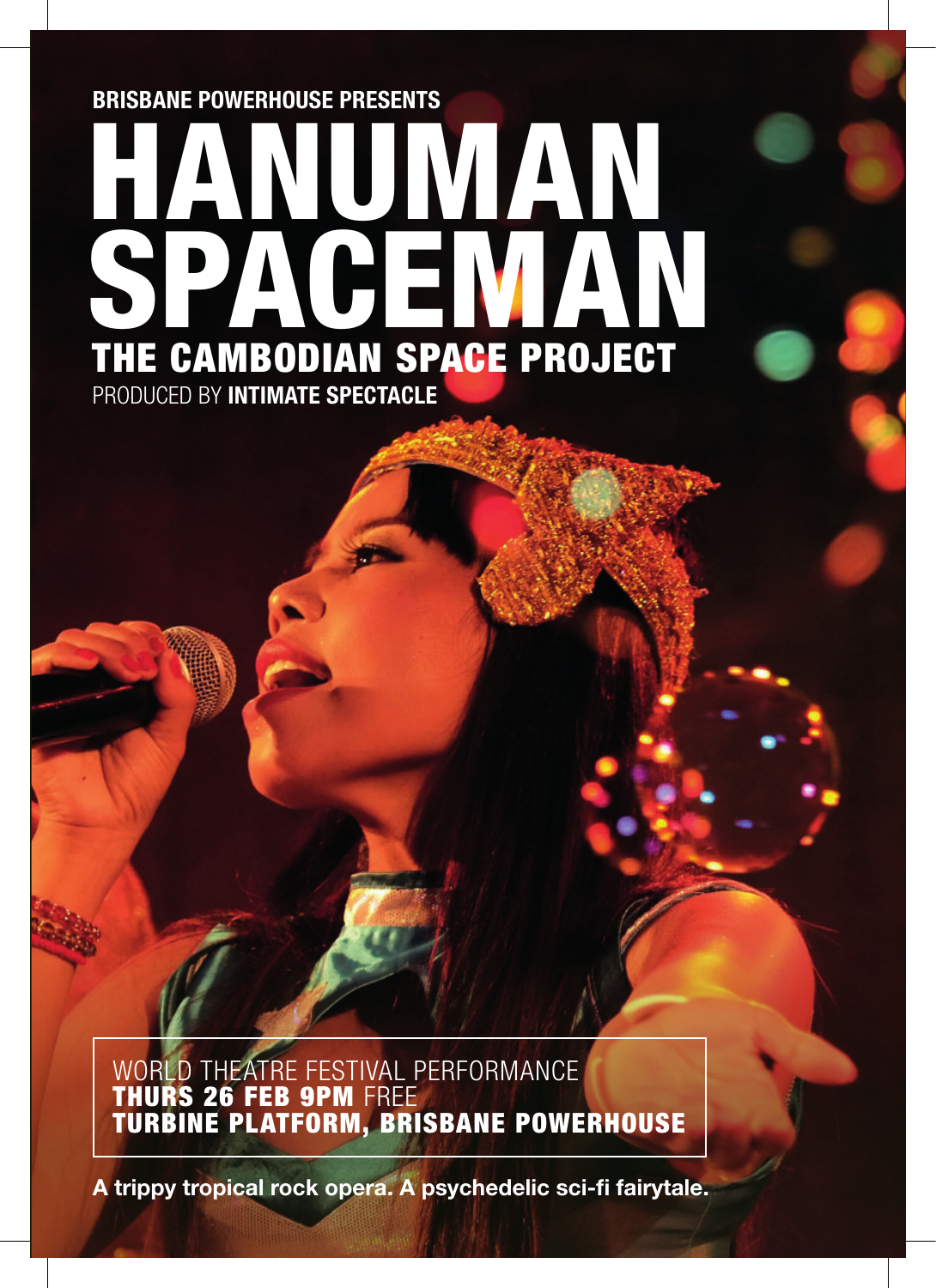**BRISBANE POWERHOUSE PRESENTS**

# HANUMAN SPACEMAN

## THE CAMBODIAN SPACE PROJECT

PRODUCED BY **INTIMATE SPECTACLE**

WORLD THEATRE FESTIVAL PERFORMANCE
**THURS 26 FEB 9PM** FREE
**TURBINE PLATFORM, BRISBANE POWERHOUSE**

**A trippy tropical rock opera. A psychedelic sci-fi fairytale.**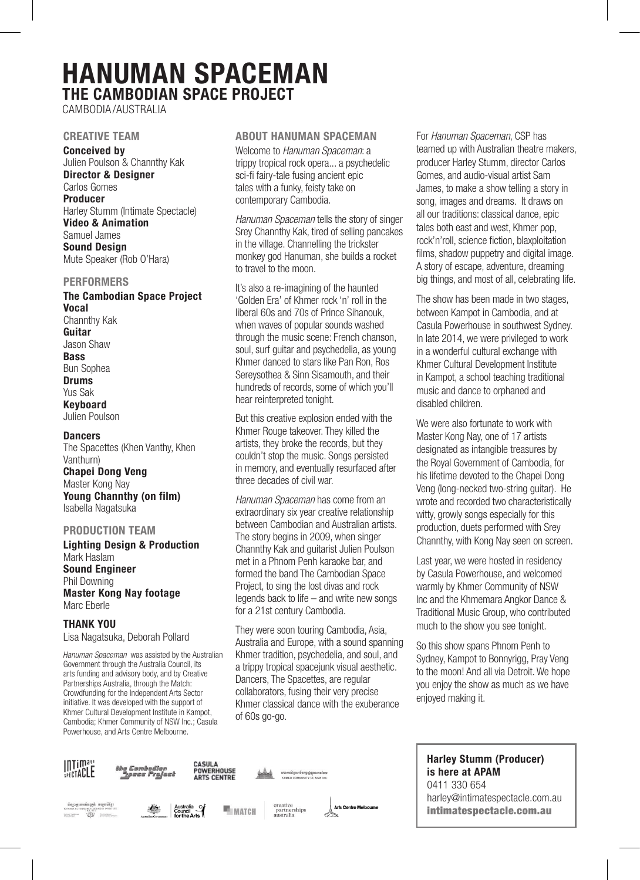# HANUMAN SPACEMAN

## THE CAMBODIAN SPACE PROJECT

CAMBODIA/AUSTRALIA

### CREATIVE TEAM

**Conceived by**
Julien Poulson & Channthy Kak
**Director & Designer**
Carlos Gomes
**Producer**
Harley Stumm (Intimate Spectacle)
**Video & Animation**
Samuel James
**Sound Design**
Mute Speaker (Rob O'Hara)

### PERFORMERS

**The Cambodian Space Project**
**Vocal**
Channthy Kak
**Guitar**
Jason Shaw
**Bass**
Bun Sophea
**Drums**
Yus Sak
**Keyboard**
Julien Poulson

**Dancers**
The Spacettes (Khen Vanthy, Khen Vanthurn)
**Chapei Dong Veng**
Master Kong Nay
**Young Channthy (on film)**
Isabella Nagatsuka

### PRODUCTION TEAM

**Lighting Design & Production**
Mark Haslam
**Sound Engineer**
Phil Downing
**Master Kong Nay footage**
Marc Eberle

### THANK YOU

Lisa Nagatsuka, Deborah Pollard

*Hanuman Spaceman* was assisted by the Australian Government through the Australia Council, its arts funding and advisory body, and by Creative Partnerships Australia, through the Match: Crowdfunding for the Independent Arts Sector initiative. It was developed with the support of Khmer Cultural Development Institute in Kampot, Cambodia; Khmer Community of NSW Inc.; Casula Powerhouse, and Arts Centre Melbourne.

### ABOUT HANUMAN SPACEMAN

Welcome to *Hanuman Spaceman*: a trippy tropical rock opera... a psychedelic sci-fi fairy-tale fusing ancient epic tales with a funky, feisty take on contemporary Cambodia.

*Hanuman Spaceman* tells the story of singer Srey Channthy Kak, tired of selling pancakes in the village. Channelling the trickster monkey god Hanuman, she builds a rocket to travel to the moon.

It's also a re-imagining of the haunted 'Golden Era' of Khmer rock 'n' roll in the liberal 60s and 70s of Prince Sihanouk, when waves of popular sounds washed through the music scene: French chanson, soul, surf guitar and psychedelia, as young Khmer danced to stars like Pan Ron, Ros Sereysothea & Sinn Sisamouth, and their hundreds of records, some of which you'll hear reinterpreted tonight.

But this creative explosion ended with the Khmer Rouge takeover. They killed the artists, they broke the records, but they couldn't stop the music. Songs persisted in memory, and eventually resurfaced after three decades of civil war.

*Hanuman Spaceman* has come from an extraordinary six year creative relationship between Cambodian and Australian artists. The story begins in 2009, when singer Channthy Kak and guitarist Julien Poulson met in a Phnom Penh karaoke bar, and formed the band The Cambodian Space Project, to sing the lost divas and rock legends back to life – and write new songs for a 21st century Cambodia.

They were soon touring Cambodia, Asia, Australia and Europe, with a sound spanning Khmer tradition, psychedelia, and soul, and a trippy tropical spacejunk visual aesthetic. Dancers, The Spacettes, are regular collaborators, fusing their very precise Khmer classical dance with the exuberance of 60s go-go.

For *Hanuman Spaceman*, CSP has teamed up with Australian theatre makers, producer Harley Stumm, director Carlos Gomes, and audio-visual artist Sam James, to make a show telling a story in song, images and dreams. It draws on all our traditions: classical dance, epic tales both east and west, Khmer pop, rock'n'roll, science fiction, blaxploitation films, shadow puppetry and digital image. A story of escape, adventure, dreaming big things, and most of all, celebrating life.

The show has been made in two stages, between Kampot in Cambodia, and at Casula Powerhouse in southwest Sydney. In late 2014, we were privileged to work in a wonderful cultural exchange with Khmer Cultural Development Institute in Kampot, a school teaching traditional music and dance to orphaned and disabled children.

We were also fortunate to work with Master Kong Nay, one of 17 artists designated as intangible treasures by the Royal Government of Cambodia, for his lifetime devoted to the Chapei Dong Veng (long-necked two-string guitar). He wrote and recorded two characteristically witty, growly songs especially for this production, duets performed with Srey Channthy, with Kong Nay seen on screen.

Last year, we were hosted in residency by Casula Powerhouse, and welcomed warmly by Khmer Community of NSW Inc and the Khmemara Angkor Dance & Traditional Music Group, who contributed much to the show you see tonight.

So this show spans Phnom Penh to Sydney, Kampot to Bonnyrigg, Pray Veng to the moon! And all via Detroit. We hope you enjoy the show as much as we have enjoyed making it.

**Harley Stumm (Producer) is here at APAM**
0411 330 654
harley@intimatespectacle.com.au
**intimatespectacle.com.au**